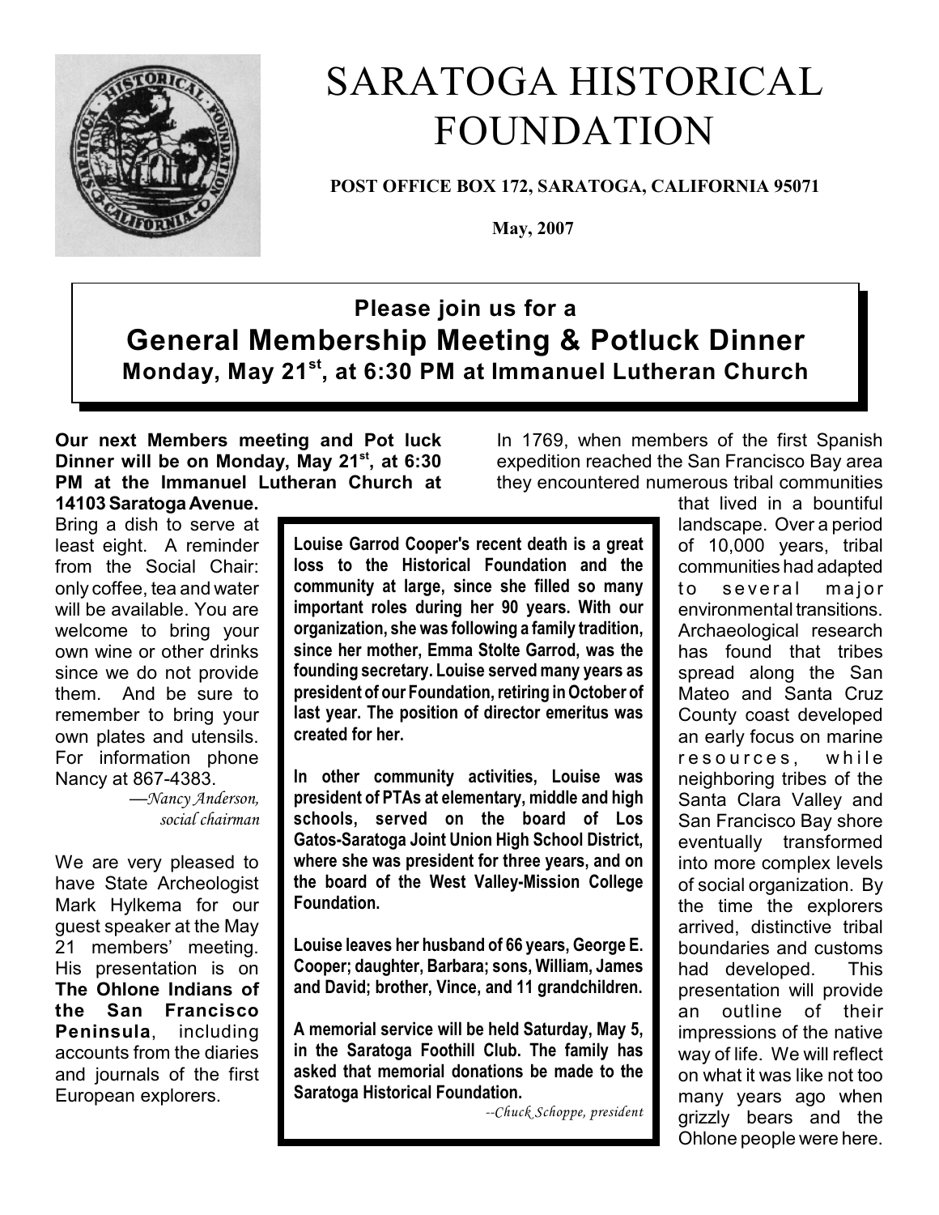# SARATOGA HISTORICAL FOUNDATION

**POST OFFICE BOX 172, SARATOGA, CALIFORNIA 95071**

**May, 2007**

**Please join us for a**

## General Membership Meeting & Potluck Dinner

**Monday, May 21st, at 6:30 PM at Immanuel Lutheran Church**

**Our next Members meeting and Pot luck Dinner will be on Monday, May 21st, at 6:30 PM at the Immanuel Lutheran Church at 14103 Saratoga Avenue.** Bring a dish to serve at least eight. A reminder from the Social Chair: only coffee, tea and water will be available. You are welcome to bring your own wine or other drinks since we do not provide them. And be sure to remember to bring your own plates and utensils. For information phone Nancy at 867-4383.

—*Nancy Anderson, social chairman*

We are very pleased to have State Archeologist Mark Hylkema for our guest speaker at the May 21 members' meeting. His presentation is on **The Ohlone Indians of the San Francisco Peninsula**, including accounts from the diaries and journals of the first European explorers.

In 1769, when members of the first Spanish expedition reached the San Francisco Bay area they encountered numerous tribal communities that lived in a bountiful landscape. Over a period of 10,000 years, tribal communities had adapted to several major environmental transitions. Archaeological research has found that tribes spread along the San Mateo and Santa Cruz County coast developed an early focus on marine resources, while neighboring tribes of the Santa Clara Valley and San Francisco Bay shore eventually transformed into more complex levels of social organization. By the time the explorers arrived, distinctive tribal boundaries and customs had developed. This presentation will provide an outline of their impressions of the native way of life. We will reflect on what it was like not too many years ago when grizzly bears and the Ohlone people were here.

**Louise Garrod Cooper's recent death is a great loss to the Historical Foundation and the community at large, since she filled so many important roles during her 90 years. With our organization, she was following a family tradition, since her mother, Emma Stolte Garrod, was the founding secretary. Louise served many years as president of our Foundation, retiring in October of last year. The position of director emeritus was created for her.**

**In other community activities, Louise was president of PTAs at elementary, middle and high schools, served on the board of Los Gatos-Saratoga Joint Union High School District, where she was president for three years, and on the board of the West Valley-Mission College Foundation.**

**Louise leaves her husband of 66 years, George E. Cooper; daughter, Barbara; sons, William, James and David; brother, Vince, and 11 grandchildren.**

**A memorial service will be held Saturday, May 5, in the Saratoga Foothill Club. The family has asked that memorial donations be made to the Saratoga Historical Foundation.**

*--Chuck Schoppe, president*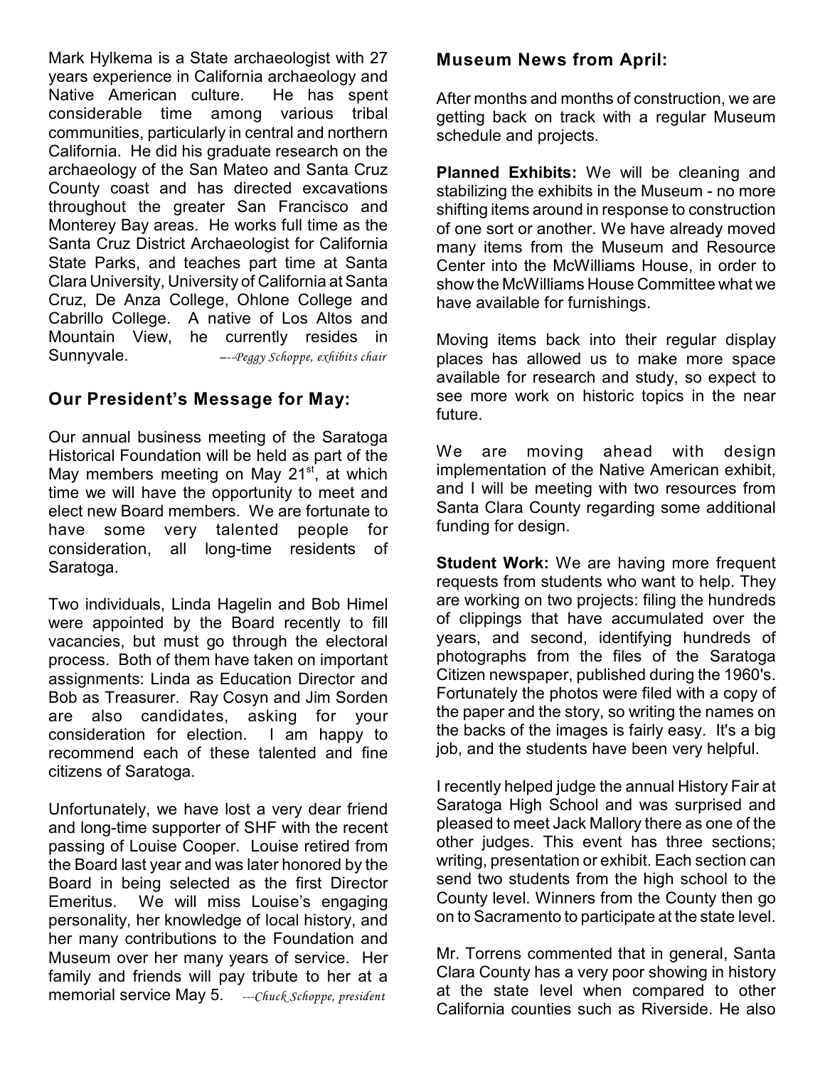Mark Hylkema is a State archaeologist with 27 years experience in California archaeology and Native American culture. He has spent considerable time among various tribal communities, particularly in central and northern California. He did his graduate research on the archaeology of the San Mateo and Santa Cruz County coast and has directed excavations throughout the greater San Francisco and Monterey Bay areas. He works full time as the Santa Cruz District Archaeologist for California State Parks, and teaches part time at Santa Clara University, University of California at Santa Cruz, De Anza College, Ohlone College and Cabrillo College. A native of Los Altos and Mountain View, he currently resides in Sunnyvale. *---Peggy Schoppe, exhibits chair*

## Our President's Message for May:

Our annual business meeting of the Saratoga Historical Foundation will be held as part of the May members meeting on May 21st, at which time we will have the opportunity to meet and elect new Board members. We are fortunate to have some very talented people for consideration, all long-time residents of Saratoga.

Two individuals, Linda Hagelin and Bob Himel were appointed by the Board recently to fill vacancies, but must go through the electoral process. Both of them have taken on important assignments: Linda as Education Director and Bob as Treasurer. Ray Cosyn and Jim Sorden are also candidates, asking for your consideration for election. I am happy to recommend each of these talented and fine citizens of Saratoga.

Unfortunately, we have lost a very dear friend and long-time supporter of SHF with the recent passing of Louise Cooper. Louise retired from the Board last year and was later honored by the Board in being selected as the first Director Emeritus. We will miss Louise's engaging personality, her knowledge of local history, and her many contributions to the Foundation and Museum over her many years of service. Her family and friends will pay tribute to her at a memorial service May 5. *---Chuck Schoppe, president*

## Museum News from April:

After months and months of construction, we are getting back on track with a regular Museum schedule and projects.

**Planned Exhibits:** We will be cleaning and stabilizing the exhibits in the Museum - no more shifting items around in response to construction of one sort or another. We have already moved many items from the Museum and Resource Center into the McWilliams House, in order to show the McWilliams House Committee what we have available for furnishings.

Moving items back into their regular display places has allowed us to make more space available for research and study, so expect to see more work on historic topics in the near future.

We are moving ahead with design implementation of the Native American exhibit, and I will be meeting with two resources from Santa Clara County regarding some additional funding for design.

**Student Work:** We are having more frequent requests from students who want to help. They are working on two projects: filing the hundreds of clippings that have accumulated over the years, and second, identifying hundreds of photographs from the files of the Saratoga Citizen newspaper, published during the 1960's. Fortunately the photos were filed with a copy of the paper and the story, so writing the names on the backs of the images is fairly easy. It's a big job, and the students have been very helpful.

I recently helped judge the annual History Fair at Saratoga High School and was surprised and pleased to meet Jack Mallory there as one of the other judges. This event has three sections; writing, presentation or exhibit. Each section can send two students from the high school to the County level. Winners from the County then go on to Sacramento to participate at the state level.

Mr. Torrens commented that in general, Santa Clara County has a very poor showing in history at the state level when compared to other California counties such as Riverside. He also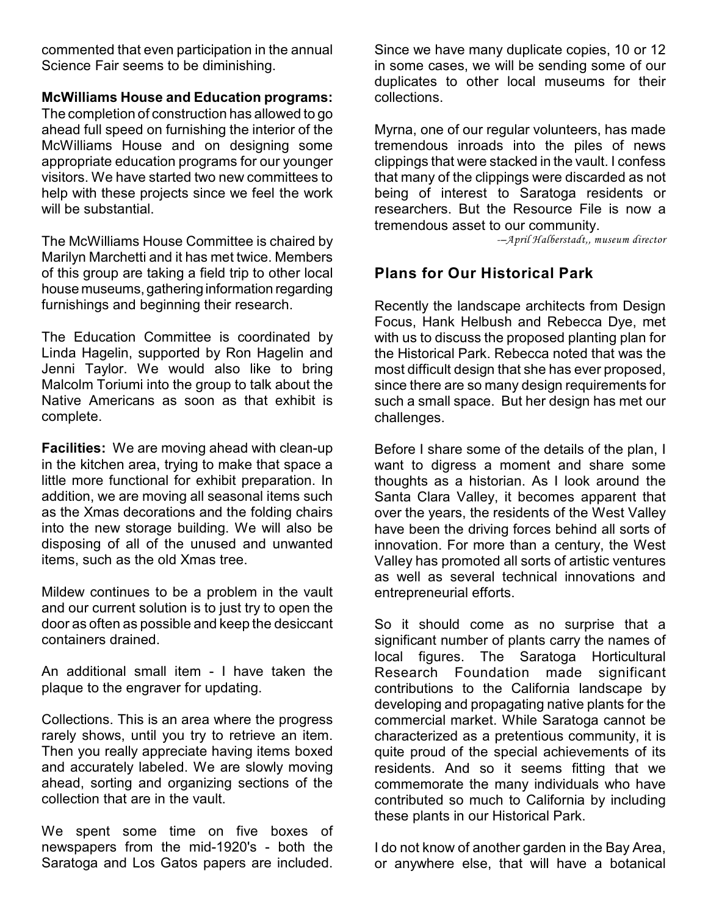commented that even participation in the annual Science Fair seems to be diminishing.

**McWilliams House and Education programs:** The completion of construction has allowed to go ahead full speed on furnishing the interior of the McWilliams House and on designing some appropriate education programs for our younger visitors. We have started two new committees to help with these projects since we feel the work will be substantial.

The McWilliams House Committee is chaired by Marilyn Marchetti and it has met twice. Members of this group are taking a field trip to other local house museums, gathering information regarding furnishings and beginning their research.

The Education Committee is coordinated by Linda Hagelin, supported by Ron Hagelin and Jenni Taylor. We would also like to bring Malcolm Toriumi into the group to talk about the Native Americans as soon as that exhibit is complete.

**Facilities:** We are moving ahead with clean-up in the kitchen area, trying to make that space a little more functional for exhibit preparation. In addition, we are moving all seasonal items such as the Xmas decorations and the folding chairs into the new storage building. We will also be disposing of all of the unused and unwanted items, such as the old Xmas tree.

Mildew continues to be a problem in the vault and our current solution is to just try to open the door as often as possible and keep the desiccant containers drained.

An additional small item - I have taken the plaque to the engraver for updating.

Collections. This is an area where the progress rarely shows, until you try to retrieve an item. Then you really appreciate having items boxed and accurately labeled. We are slowly moving ahead, sorting and organizing sections of the collection that are in the vault.

We spent some time on five boxes of newspapers from the mid-1920's - both the Saratoga and Los Gatos papers are included. Since we have many duplicate copies, 10 or 12 in some cases, we will be sending some of our duplicates to other local museums for their collections.

Myrna, one of our regular volunteers, has made tremendous inroads into the piles of news clippings that were stacked in the vault. I confess that many of the clippings were discarded as not being of interest to Saratoga residents or researchers. But the Resource File is now a tremendous asset to our community.

*--April Halberstadt,, museum director*

## Plans for Our Historical Park

Recently the landscape architects from Design Focus, Hank Helbush and Rebecca Dye, met with us to discuss the proposed planting plan for the Historical Park. Rebecca noted that was the most difficult design that she has ever proposed, since there are so many design requirements for such a small space. But her design has met our challenges.

Before I share some of the details of the plan, I want to digress a moment and share some thoughts as a historian. As I look around the Santa Clara Valley, it becomes apparent that over the years, the residents of the West Valley have been the driving forces behind all sorts of innovation. For more than a century, the West Valley has promoted all sorts of artistic ventures as well as several technical innovations and entrepreneurial efforts.

So it should come as no surprise that a significant number of plants carry the names of local figures. The Saratoga Horticultural Research Foundation made significant contributions to the California landscape by developing and propagating native plants for the commercial market. While Saratoga cannot be characterized as a pretentious community, it is quite proud of the special achievements of its residents. And so it seems fitting that we commemorate the many individuals who have contributed so much to California by including these plants in our Historical Park.

I do not know of another garden in the Bay Area, or anywhere else, that will have a botanical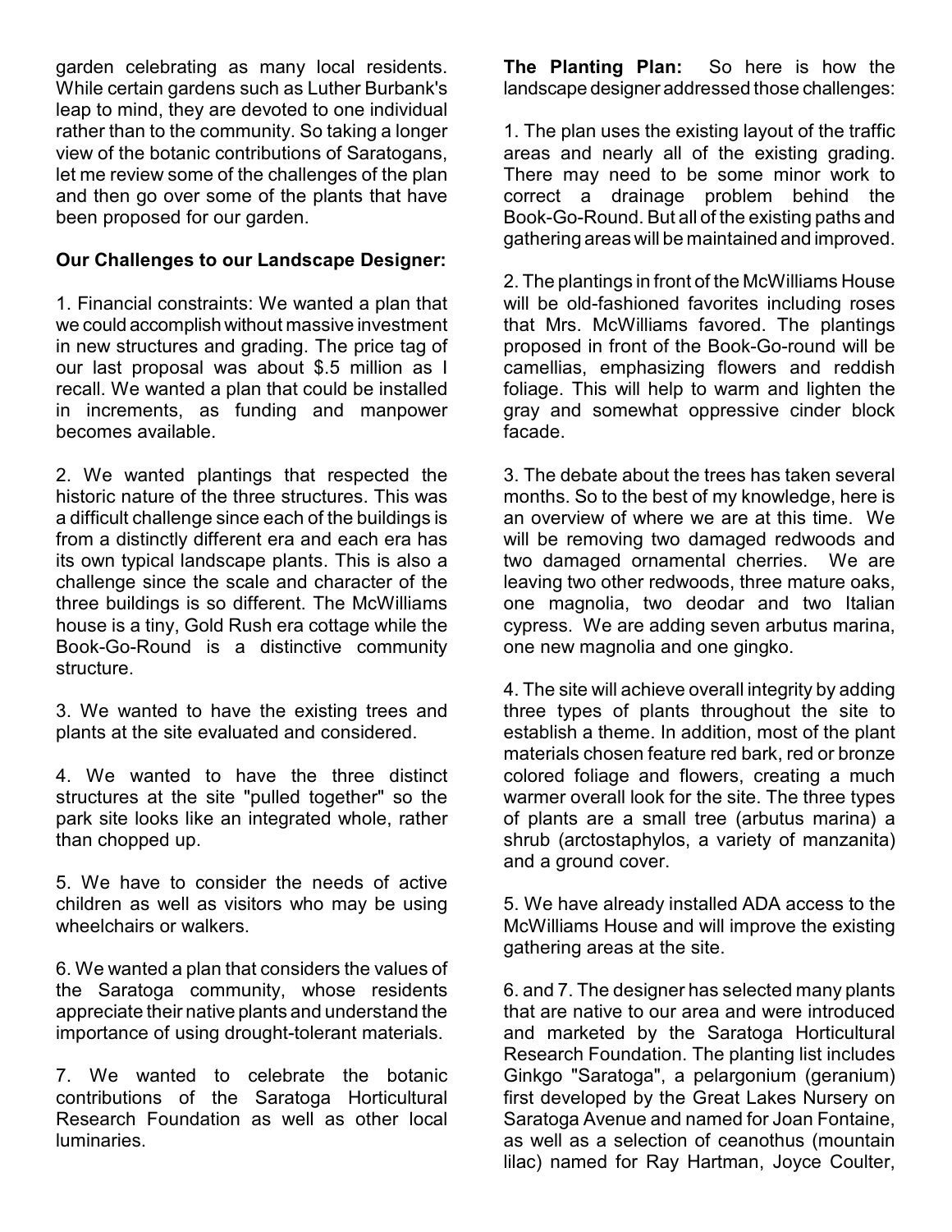garden celebrating as many local residents. While certain gardens such as Luther Burbank's leap to mind, they are devoted to one individual rather than to the community. So taking a longer view of the botanic contributions of Saratogans, let me review some of the challenges of the plan and then go over some of the plants that have been proposed for our garden.

**Our Challenges to our Landscape Designer:**

1. Financial constraints: We wanted a plan that we could accomplish without massive investment in new structures and grading. The price tag of our last proposal was about $.5 million as I recall. We wanted a plan that could be installed in increments, as funding and manpower becomes available.

2. We wanted plantings that respected the historic nature of the three structures. This was a difficult challenge since each of the buildings is from a distinctly different era and each era has its own typical landscape plants. This is also a challenge since the scale and character of the three buildings is so different. The McWilliams house is a tiny, Gold Rush era cottage while the Book-Go-Round is a distinctive community structure.

3. We wanted to have the existing trees and plants at the site evaluated and considered.

4. We wanted to have the three distinct structures at the site "pulled together" so the park site looks like an integrated whole, rather than chopped up.

5. We have to consider the needs of active children as well as visitors who may be using wheelchairs or walkers.

6. We wanted a plan that considers the values of the Saratoga community, whose residents appreciate their native plants and understand the importance of using drought-tolerant materials.

7. We wanted to celebrate the botanic contributions of the Saratoga Horticultural Research Foundation as well as other local luminaries.

**The Planting Plan:** So here is how the landscape designer addressed those challenges:

1. The plan uses the existing layout of the traffic areas and nearly all of the existing grading. There may need to be some minor work to correct a drainage problem behind the Book-Go-Round. But all of the existing paths and gathering areas will be maintained and improved.

2. The plantings in front of the McWilliams House will be old-fashioned favorites including roses that Mrs. McWilliams favored. The plantings proposed in front of the Book-Go-round will be camellias, emphasizing flowers and reddish foliage. This will help to warm and lighten the gray and somewhat oppressive cinder block facade.

3. The debate about the trees has taken several months. So to the best of my knowledge, here is an overview of where we are at this time. We will be removing two damaged redwoods and two damaged ornamental cherries. We are leaving two other redwoods, three mature oaks, one magnolia, two deodar and two Italian cypress. We are adding seven arbutus marina, one new magnolia and one gingko.

4. The site will achieve overall integrity by adding three types of plants throughout the site to establish a theme. In addition, most of the plant materials chosen feature red bark, red or bronze colored foliage and flowers, creating a much warmer overall look for the site. The three types of plants are a small tree (arbutus marina) a shrub (arctostaphylos, a variety of manzanita) and a ground cover.

5. We have already installed ADA access to the McWilliams House and will improve the existing gathering areas at the site.

6. and 7. The designer has selected many plants that are native to our area and were introduced and marketed by the Saratoga Horticultural Research Foundation. The planting list includes Ginkgo "Saratoga", a pelargonium (geranium) first developed by the Great Lakes Nursery on Saratoga Avenue and named for Joan Fontaine, as well as a selection of ceanothus (mountain lilac) named for Ray Hartman, Joyce Coulter,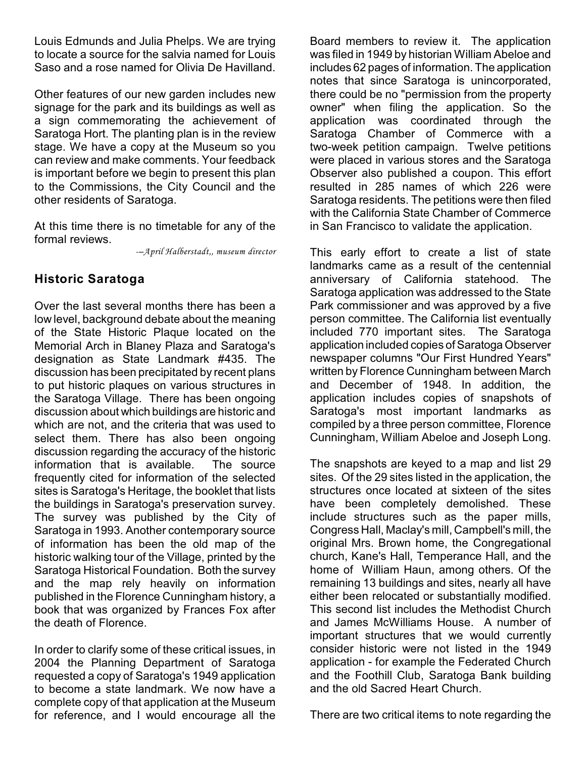Louis Edmunds and Julia Phelps. We are trying to locate a source for the salvia named for Louis Saso and a rose named for Olivia De Havilland.

Other features of our new garden includes new signage for the park and its buildings as well as a sign commemorating the achievement of Saratoga Hort. The planting plan is in the review stage. We have a copy at the Museum so you can review and make comments. Your feedback is important before we begin to present this plan to the Commissions, the City Council and the other residents of Saratoga.

At this time there is no timetable for any of the formal reviews.

*-–April Halberstadt,, museum director*

## Historic Saratoga

Over the last several months there has been a low level, background debate about the meaning of the State Historic Plaque located on the Memorial Arch in Blaney Plaza and Saratoga's designation as State Landmark #435. The discussion has been precipitated by recent plans to put historic plaques on various structures in the Saratoga Village. There has been ongoing discussion about which buildings are historic and which are not, and the criteria that was used to select them. There has also been ongoing discussion regarding the accuracy of the historic information that is available. The source frequently cited for information of the selected sites is Saratoga's Heritage, the booklet that lists the buildings in Saratoga's preservation survey. The survey was published by the City of Saratoga in 1993. Another contemporary source of information has been the old map of the historic walking tour of the Village, printed by the Saratoga Historical Foundation. Both the survey and the map rely heavily on information published in the Florence Cunningham history, a book that was organized by Frances Fox after the death of Florence.

In order to clarify some of these critical issues, in 2004 the Planning Department of Saratoga requested a copy of Saratoga's 1949 application to become a state landmark. We now have a complete copy of that application at the Museum for reference, and I would encourage all the Board members to review it. The application was filed in 1949 by historian William Abeloe and includes 62 pages of information. The application notes that since Saratoga is unincorporated, there could be no "permission from the property owner" when filing the application. So the application was coordinated through the Saratoga Chamber of Commerce with a two-week petition campaign. Twelve petitions were placed in various stores and the Saratoga Observer also published a coupon. This effort resulted in 285 names of which 226 were Saratoga residents. The petitions were then filed with the California State Chamber of Commerce in San Francisco to validate the application.

This early effort to create a list of state landmarks came as a result of the centennial anniversary of California statehood. The Saratoga application was addressed to the State Park commissioner and was approved by a five person committee. The California list eventually included 770 important sites. The Saratoga application included copies of Saratoga Observer newspaper columns "Our First Hundred Years" written by Florence Cunningham between March and December of 1948. In addition, the application includes copies of snapshots of Saratoga's most important landmarks as compiled by a three person committee, Florence Cunningham, William Abeloe and Joseph Long.

The snapshots are keyed to a map and list 29 sites. Of the 29 sites listed in the application, the structures once located at sixteen of the sites have been completely demolished. These include structures such as the paper mills, Congress Hall, Maclay's mill, Campbell's mill, the original Mrs. Brown home, the Congregational church, Kane's Hall, Temperance Hall, and the home of William Haun, among others. Of the remaining 13 buildings and sites, nearly all have either been relocated or substantially modified. This second list includes the Methodist Church and James McWilliams House. A number of important structures that we would currently consider historic were not listed in the 1949 application - for example the Federated Church and the Foothill Club, Saratoga Bank building and the old Sacred Heart Church.

There are two critical items to note regarding the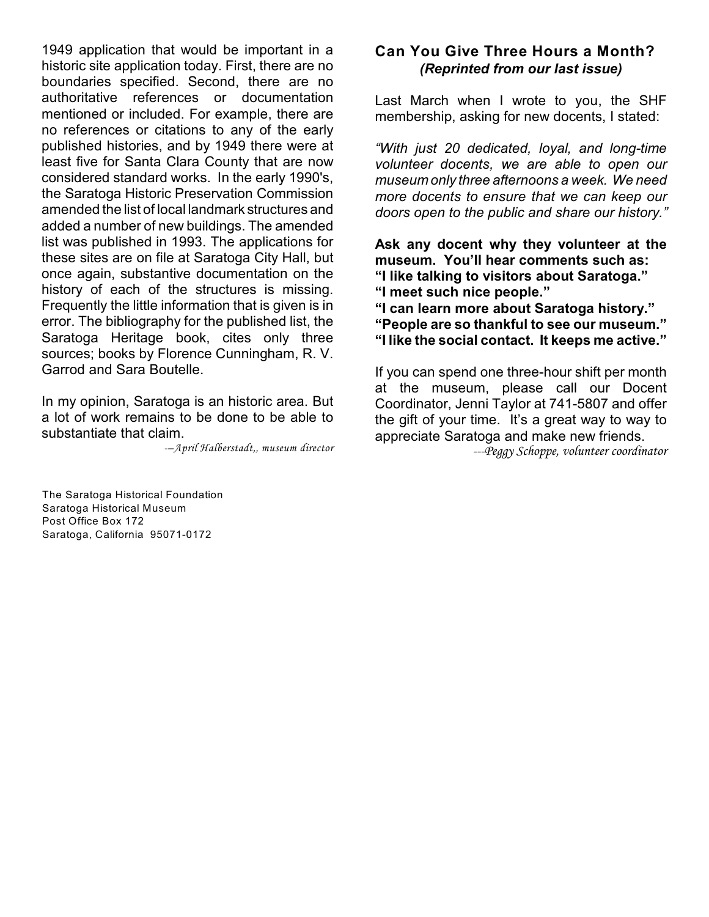1949 application that would be important in a historic site application today. First, there are no boundaries specified. Second, there are no authoritative references or documentation mentioned or included. For example, there are no references or citations to any of the early published histories, and by 1949 there were at least five for Santa Clara County that are now considered standard works. In the early 1990's, the Saratoga Historic Preservation Commission amended the list of local landmark structures and added a number of new buildings. The amended list was published in 1993. The applications for these sites are on file at Saratoga City Hall, but once again, substantive documentation on the history of each of the structures is missing. Frequently the little information that is given is in error. The bibliography for the published list, the Saratoga Heritage book, cites only three sources; books by Florence Cunningham, R. V. Garrod and Sara Boutelle.

In my opinion, Saratoga is an historic area. But a lot of work remains to be done to be able to substantiate that claim.

*-–April Halberstadt,, museum director*

## Can You Give Three Hours a Month?

***(Reprinted from our last issue)***

Last March when I wrote to you, the SHF membership, asking for new docents, I stated:

*"With just 20 dedicated, loyal, and long-time volunteer docents, we are able to open our museum only three afternoons a week. We need more docents to ensure that we can keep our doors open to the public and share our history."*

**Ask any docent why they volunteer at the museum. You'll hear comments such as:**
**"I like talking to visitors about Saratoga."**
**"I meet such nice people."**
**"I can learn more about Saratoga history."**
**"People are so thankful to see our museum."**
**"I like the social contact. It keeps me active."**

If you can spend one three-hour shift per month at the museum, please call our Docent Coordinator, Jenni Taylor at 741-5807 and offer the gift of your time. It's a great way to way to appreciate Saratoga and make new friends.

*---Peggy Schoppe, volunteer coordinator*

The Saratoga Historical Foundation
Saratoga Historical Museum
Post Office Box 172
Saratoga, California 95071-0172